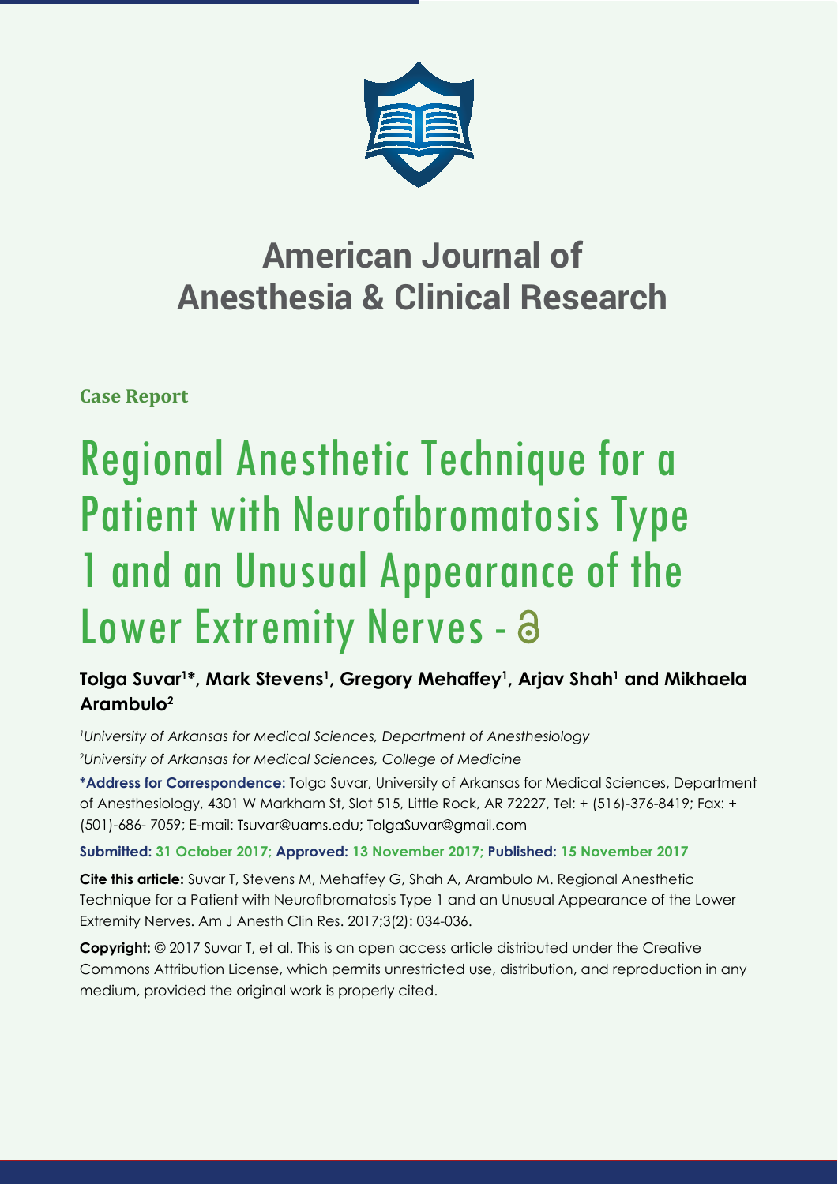# American Journal of Anesthesia & Clinical Research

**Case Report**

# Regional Anesthetic Technique for a Patient with Neurofibromatosis Type 1 and an Unusual Appearance of the Lower Extremity Nerves

**Tolga Suvar[1]*, Mark Stevens[1], Gregory Mehaffey[1], Arjav Shah[1] and Mikhaela Arambulo[2]**

*[1]University of Arkansas for Medical Sciences, Department of Anesthesiology*

*[2]University of Arkansas for Medical Sciences, College of Medicine*

**\*Address for Correspondence:** Tolga Suvar, University of Arkansas for Medical Sciences, Department of Anesthesiology, 4301 W Markham St, Slot 515, Little Rock, AR 72227, Tel: + (516)-376-8419; Fax: + (501)-686- 7059; E-mail: Tsuvar@uams.edu; TolgaSuvar@gmail.com

**Submitted: 31 October 2017; Approved: 13 November 2017; Published: 15 November 2017**

**Cite this article:** Suvar T, Stevens M, Mehaffey G, Shah A, Arambulo M. Regional Anesthetic Technique for a Patient with Neurofibromatosis Type 1 and an Unusual Appearance of the Lower Extremity Nerves. Am J Anesth Clin Res. 2017;3(2): 034-036.

**Copyright:** © 2017 Suvar T, et al. This is an open access article distributed under the Creative Commons Attribution License, which permits unrestricted use, distribution, and reproduction in any medium, provided the original work is properly cited.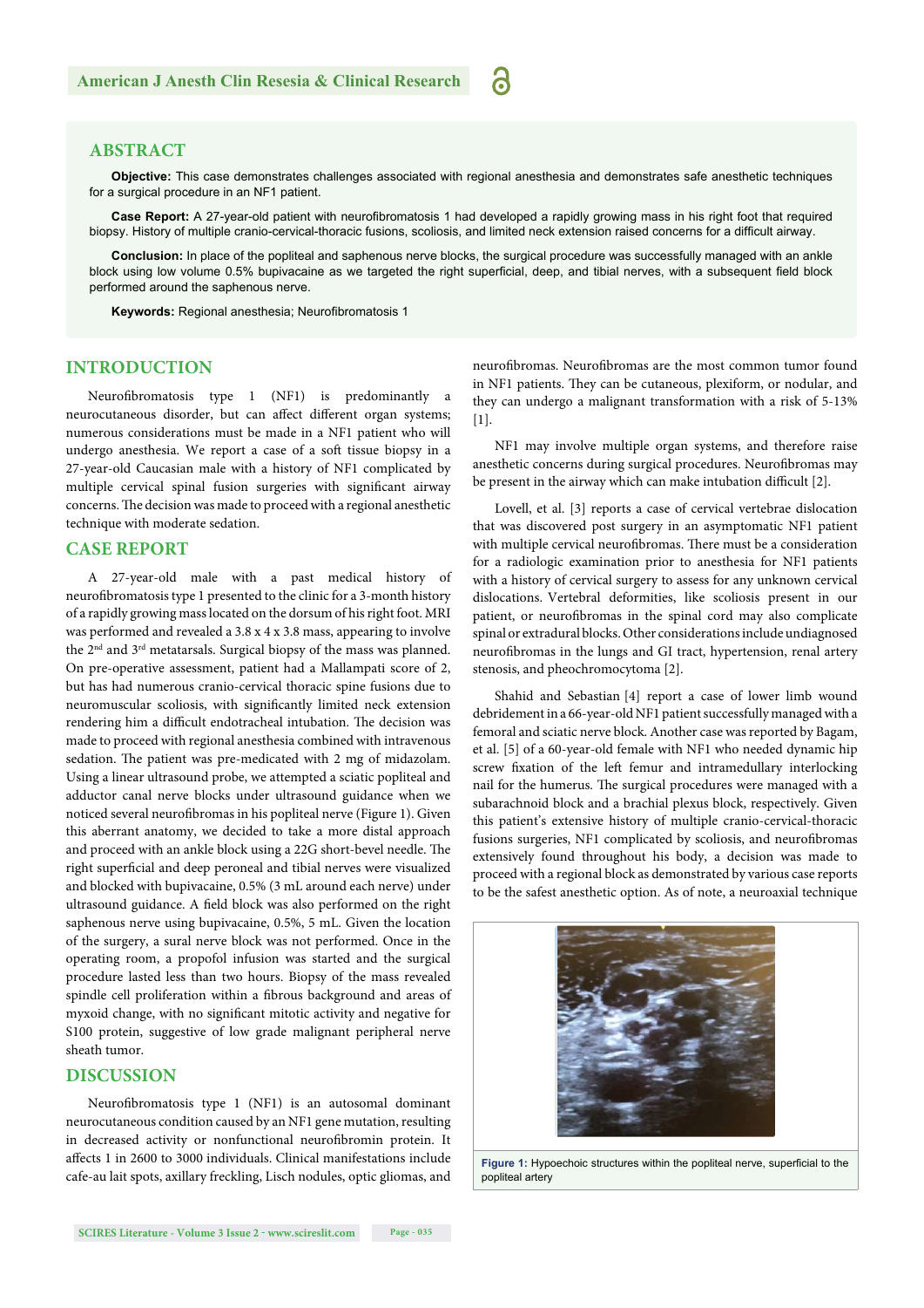## ABSTRACT

**Objective:** This case demonstrates challenges associated with regional anesthesia and demonstrates safe anesthetic techniques for a surgical procedure in an NF1 patient.

**Case Report:** A 27-year-old patient with neurofibromatosis 1 had developed a rapidly growing mass in his right foot that required biopsy. History of multiple cranio-cervical-thoracic fusions, scoliosis, and limited neck extension raised concerns for a difficult airway.

**Conclusion:** In place of the popliteal and saphenous nerve blocks, the surgical procedure was successfully managed with an ankle block using low volume 0.5% bupivacaine as we targeted the right superficial, deep, and tibial nerves, with a subsequent field block performed around the saphenous nerve.

**Keywords:** Regional anesthesia; Neurofibromatosis 1

## INTRODUCTION

Neurofibromatosis type 1 (NF1) is predominantly a neurocutaneous disorder, but can affect different organ systems; numerous considerations must be made in a NF1 patient who will undergo anesthesia. We report a case of a soft tissue biopsy in a 27-year-old Caucasian male with a history of NF1 complicated by multiple cervical spinal fusion surgeries with significant airway concerns. The decision was made to proceed with a regional anesthetic technique with moderate sedation.

## CASE REPORT

A 27-year-old male with a past medical history of neurofibromatosis type 1 presented to the clinic for a 3-month history of a rapidly growing mass located on the dorsum of his right foot. MRI was performed and revealed a 3.8 x 4 x 3.8 mass, appearing to involve the 2nd and 3rd metatarsals. Surgical biopsy of the mass was planned. On pre-operative assessment, patient had a Mallampati score of 2, but has had numerous cranio-cervical thoracic spine fusions due to neuromuscular scoliosis, with significantly limited neck extension rendering him a difficult endotracheal intubation. The decision was made to proceed with regional anesthesia combined with intravenous sedation. The patient was pre-medicated with 2 mg of midazolam. Using a linear ultrasound probe, we attempted a sciatic popliteal and adductor canal nerve blocks under ultrasound guidance when we noticed several neurofibromas in his popliteal nerve (Figure 1). Given this aberrant anatomy, we decided to take a more distal approach and proceed with an ankle block using a 22G short-bevel needle. The right superficial and deep peroneal and tibial nerves were visualized and blocked with bupivacaine, 0.5% (3 mL around each nerve) under ultrasound guidance. A field block was also performed on the right saphenous nerve using bupivacaine, 0.5%, 5 mL. Given the location of the surgery, a sural nerve block was not performed. Once in the operating room, a propofol infusion was started and the surgical procedure lasted less than two hours. Biopsy of the mass revealed spindle cell proliferation within a fibrous background and areas of myxoid change, with no significant mitotic activity and negative for S100 protein, suggestive of low grade malignant peripheral nerve sheath tumor.

## DISCUSSION

Neurofibromatosis type 1 (NF1) is an autosomal dominant neurocutaneous condition caused by an NF1 gene mutation, resulting in decreased activity or nonfunctional neurofibromin protein. It affects 1 in 2600 to 3000 individuals. Clinical manifestations include cafe-au lait spots, axillary freckling, Lisch nodules, optic gliomas, and neurofibromas. Neurofibromas are the most common tumor found in NF1 patients. They can be cutaneous, plexiform, or nodular, and they can undergo a malignant transformation with a risk of 5-13% [1].

NF1 may involve multiple organ systems, and therefore raise anesthetic concerns during surgical procedures. Neurofibromas may be present in the airway which can make intubation difficult [2].

Lovell, et al. [3] reports a case of cervical vertebrae dislocation that was discovered post surgery in an asymptomatic NF1 patient with multiple cervical neurofibromas. There must be a consideration for a radiologic examination prior to anesthesia for NF1 patients with a history of cervical surgery to assess for any unknown cervical dislocations. Vertebral deformities, like scoliosis present in our patient, or neurofibromas in the spinal cord may also complicate spinal or extradural blocks. Other considerations include undiagnosed neurofibromas in the lungs and GI tract, hypertension, renal artery stenosis, and pheochromocytoma [2].

Shahid and Sebastian [4] report a case of lower limb wound debridement in a 66-year-old NF1 patient successfully managed with a femoral and sciatic nerve block. Another case was reported by Bagam, et al. [5] of a 60-year-old female with NF1 who needed dynamic hip screw fixation of the left femur and intramedullary interlocking nail for the humerus. The surgical procedures were managed with a subarachnoid block and a brachial plexus block, respectively. Given this patient's extensive history of multiple cranio-cervical-thoracic fusions surgeries, NF1 complicated by scoliosis, and neurofibromas extensively found throughout his body, a decision was made to proceed with a regional block as demonstrated by various case reports to be the safest anesthetic option. As of note, a neuroaxial technique

**Figure 1:** Hypoechoic structures within the popliteal nerve, superficial to the popliteal artery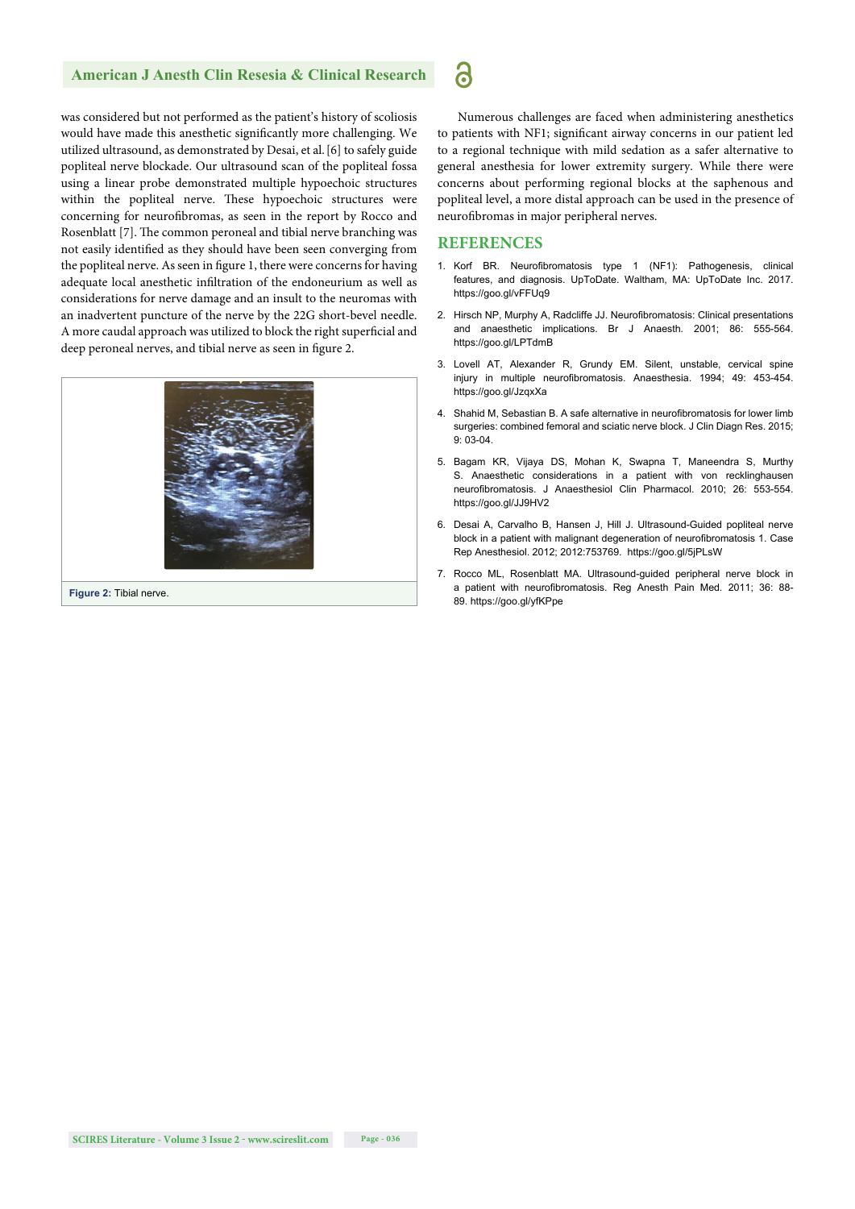was considered but not performed as the patient's history of scoliosis would have made this anesthetic significantly more challenging. We utilized ultrasound, as demonstrated by Desai, et al. [6] to safely guide popliteal nerve blockade. Our ultrasound scan of the popliteal fossa using a linear probe demonstrated multiple hypoechoic structures within the popliteal nerve. These hypoechoic structures were concerning for neurofibromas, as seen in the report by Rocco and Rosenblatt [7]. The common peroneal and tibial nerve branching was not easily identified as they should have been seen converging from the popliteal nerve. As seen in figure 1, there were concerns for having adequate local anesthetic infiltration of the endoneurium as well as considerations for nerve damage and an insult to the neuromas with an inadvertent puncture of the nerve by the 22G short-bevel needle. A more caudal approach was utilized to block the right superficial and deep peroneal nerves, and tibial nerve as seen in figure 2.

**Figure 2:** Tibial nerve.

Numerous challenges are faced when administering anesthetics to patients with NF1; significant airway concerns in our patient led to a regional technique with mild sedation as a safer alternative to general anesthesia for lower extremity surgery. While there were concerns about performing regional blocks at the saphenous and popliteal level, a more distal approach can be used in the presence of neurofibromas in major peripheral nerves.

## REFERENCES

1. Korf BR. Neurofibromatosis type 1 (NF1): Pathogenesis, clinical features, and diagnosis. UpToDate. Waltham, MA: UpToDate Inc. 2017. https://goo.gl/vFFUq9
2. Hirsch NP, Murphy A, Radcliffe JJ. Neurofibromatosis: Clinical presentations and anaesthetic implications. Br J Anaesth. 2001; 86: 555-564. https://goo.gl/LPTdmB
3. Lovell AT, Alexander R, Grundy EM. Silent, unstable, cervical spine injury in multiple neurofibromatosis. Anaesthesia. 1994; 49: 453-454. https://goo.gl/JzqxXa
4. Shahid M, Sebastian B. A safe alternative in neurofibromatosis for lower limb surgeries: combined femoral and sciatic nerve block. J Clin Diagn Res. 2015; 9: 03-04.
5. Bagam KR, Vijaya DS, Mohan K, Swapna T, Maneendra S, Murthy S. Anaesthetic considerations in a patient with von recklinghausen neurofibromatosis. J Anaesthesiol Clin Pharmacol. 2010; 26: 553-554. https://goo.gl/JJ9HV2
6. Desai A, Carvalho B, Hansen J, Hill J. Ultrasound-Guided popliteal nerve block in a patient with malignant degeneration of neurofibromatosis 1. Case Rep Anesthesiol. 2012; 2012:753769. https://goo.gl/5jPLsW
7. Rocco ML, Rosenblatt MA. Ultrasound-guided peripheral nerve block in a patient with neurofibromatosis. Reg Anesth Pain Med. 2011; 36: 88-89. https://goo.gl/yfKPpe